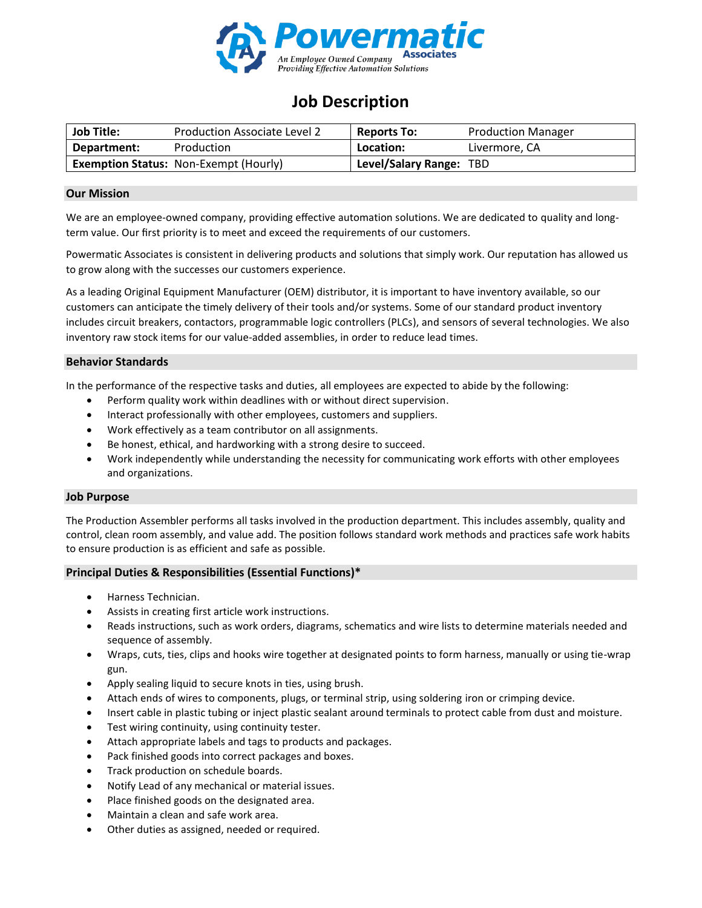**Powermatic Associates**

*An Employee Owned Company*
*Providing Effective Automation Solutions*

# Job Description

| **Job Title:** | Production Associate Level 2 | **Reports To:** | Production Manager |
|---|---|---|---|
| **Department:** | Production | **Location:** | Livermore, CA |
| **Exemption Status:** | Non-Exempt (Hourly) | **Level/Salary Range:** | TBD |

## Our Mission

We are an employee-owned company, providing effective automation solutions. We are dedicated to quality and long-term value. Our first priority is to meet and exceed the requirements of our customers.

Powermatic Associates is consistent in delivering products and solutions that simply work. Our reputation has allowed us to grow along with the successes our customers experience.

As a leading Original Equipment Manufacturer (OEM) distributor, it is important to have inventory available, so our customers can anticipate the timely delivery of their tools and/or systems. Some of our standard product inventory includes circuit breakers, contactors, programmable logic controllers (PLCs), and sensors of several technologies. We also inventory raw stock items for our value-added assemblies, in order to reduce lead times.

## Behavior Standards

In the performance of the respective tasks and duties, all employees are expected to abide by the following:

- Perform quality work within deadlines with or without direct supervision.
- Interact professionally with other employees, customers and suppliers.
- Work effectively as a team contributor on all assignments.
- Be honest, ethical, and hardworking with a strong desire to succeed.
- Work independently while understanding the necessity for communicating work efforts with other employees and organizations.

## Job Purpose

The Production Assembler performs all tasks involved in the production department. This includes assembly, quality and control, clean room assembly, and value add. The position follows standard work methods and practices safe work habits to ensure production is as efficient and safe as possible.

## Principal Duties & Responsibilities (Essential Functions)*

- Harness Technician.
- Assists in creating first article work instructions.
- Reads instructions, such as work orders, diagrams, schematics and wire lists to determine materials needed and sequence of assembly.
- Wraps, cuts, ties, clips and hooks wire together at designated points to form harness, manually or using tie-wrap gun.
- Apply sealing liquid to secure knots in ties, using brush.
- Attach ends of wires to components, plugs, or terminal strip, using soldering iron or crimping device.
- Insert cable in plastic tubing or inject plastic sealant around terminals to protect cable from dust and moisture.
- Test wiring continuity, using continuity tester.
- Attach appropriate labels and tags to products and packages.
- Pack finished goods into correct packages and boxes.
- Track production on schedule boards.
- Notify Lead of any mechanical or material issues.
- Place finished goods on the designated area.
- Maintain a clean and safe work area.
- Other duties as assigned, needed or required.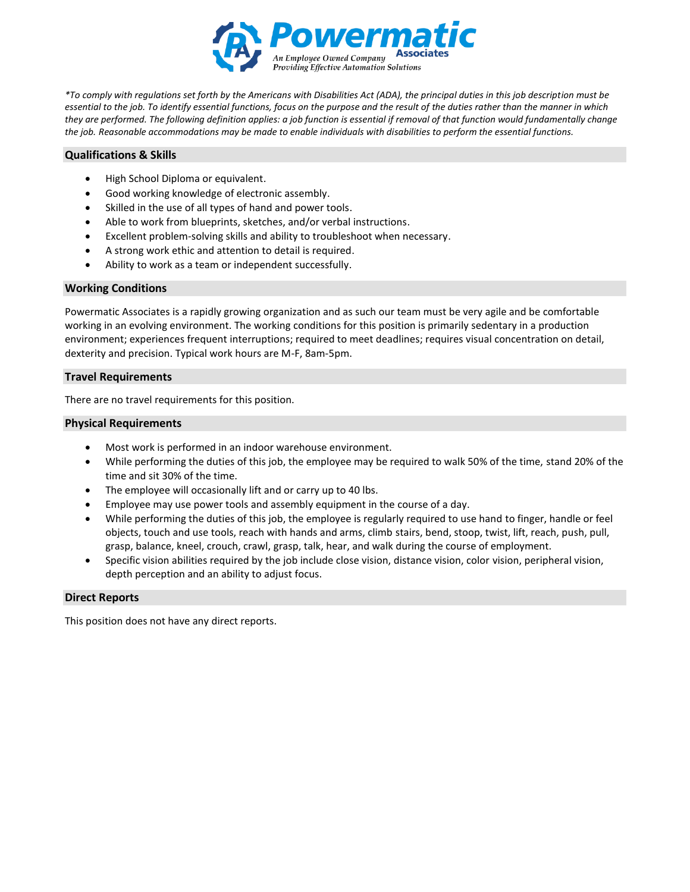*\*To comply with regulations set forth by the Americans with Disabilities Act (ADA), the principal duties in this job description must be essential to the job. To identify essential functions, focus on the purpose and the result of the duties rather than the manner in which they are performed. The following definition applies: a job function is essential if removal of that function would fundamentally change the job. Reasonable accommodations may be made to enable individuals with disabilities to perform the essential functions.*

## Qualifications & Skills

- High School Diploma or equivalent.
- Good working knowledge of electronic assembly.
- Skilled in the use of all types of hand and power tools.
- Able to work from blueprints, sketches, and/or verbal instructions.
- Excellent problem-solving skills and ability to troubleshoot when necessary.
- A strong work ethic and attention to detail is required.
- Ability to work as a team or independent successfully.

## Working Conditions

Powermatic Associates is a rapidly growing organization and as such our team must be very agile and be comfortable working in an evolving environment. The working conditions for this position is primarily sedentary in a production environment; experiences frequent interruptions; required to meet deadlines; requires visual concentration on detail, dexterity and precision. Typical work hours are M-F, 8am-5pm.

## Travel Requirements

There are no travel requirements for this position.

## Physical Requirements

- Most work is performed in an indoor warehouse environment.
- While performing the duties of this job, the employee may be required to walk 50% of the time, stand 20% of the time and sit 30% of the time.
- The employee will occasionally lift and or carry up to 40 lbs.
- Employee may use power tools and assembly equipment in the course of a day.
- While performing the duties of this job, the employee is regularly required to use hand to finger, handle or feel objects, touch and use tools, reach with hands and arms, climb stairs, bend, stoop, twist, lift, reach, push, pull, grasp, balance, kneel, crouch, crawl, grasp, talk, hear, and walk during the course of employment.
- Specific vision abilities required by the job include close vision, distance vision, color vision, peripheral vision, depth perception and an ability to adjust focus.

## Direct Reports

This position does not have any direct reports.